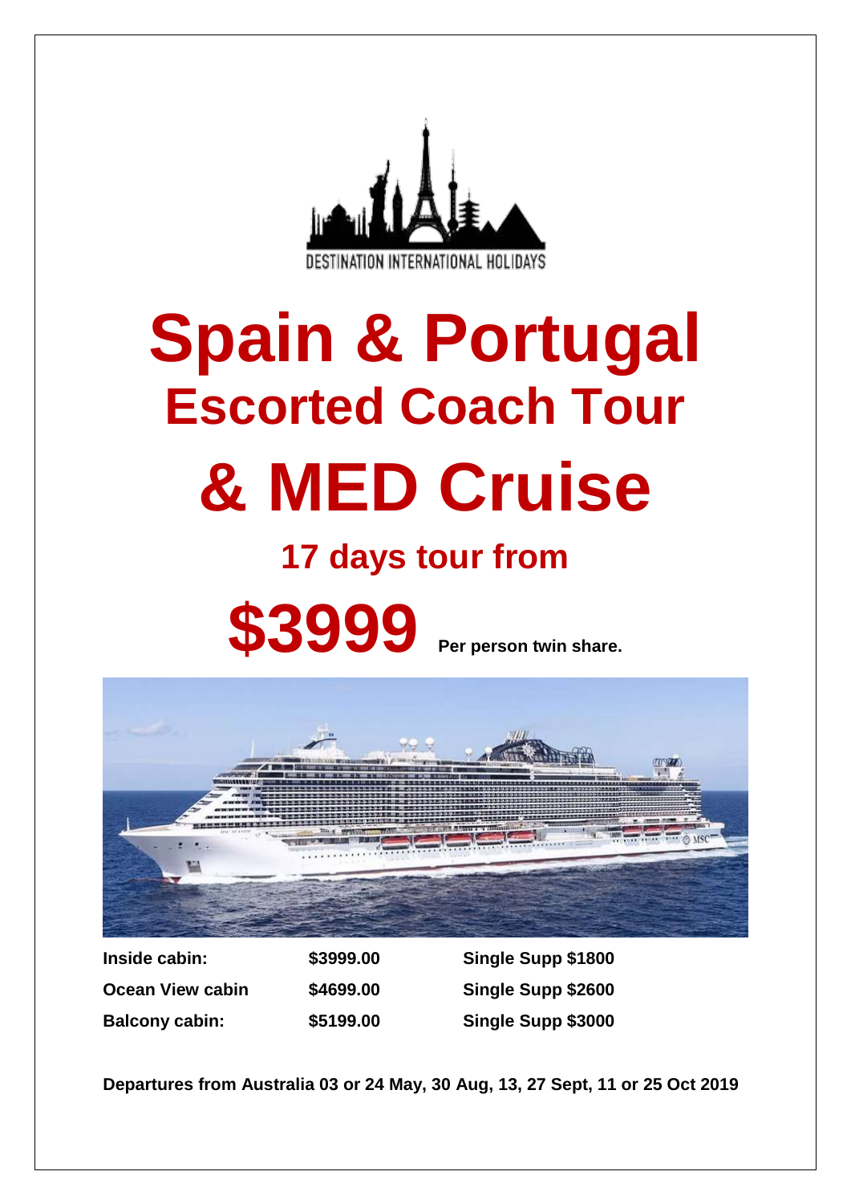DESTINATION INTERNATIONAL HOLIDAYS

# Spain & Portugal

## Escorted Coach Tour

# & MED Cruise

## 17 days tour from

# $3999 Per person twin share.

| | | |
|---|---|---|
| **Inside cabin:** | **$3999.00** | **Single Supp $1800** |
| **Ocean View cabin** | **$4699.00** | **Single Supp $2600** |
| **Balcony cabin:** | **$5199.00** | **Single Supp $3000** |

**Departures from Australia 03 or 24 May, 30 Aug, 13, 27 Sept, 11 or 25 Oct 2019**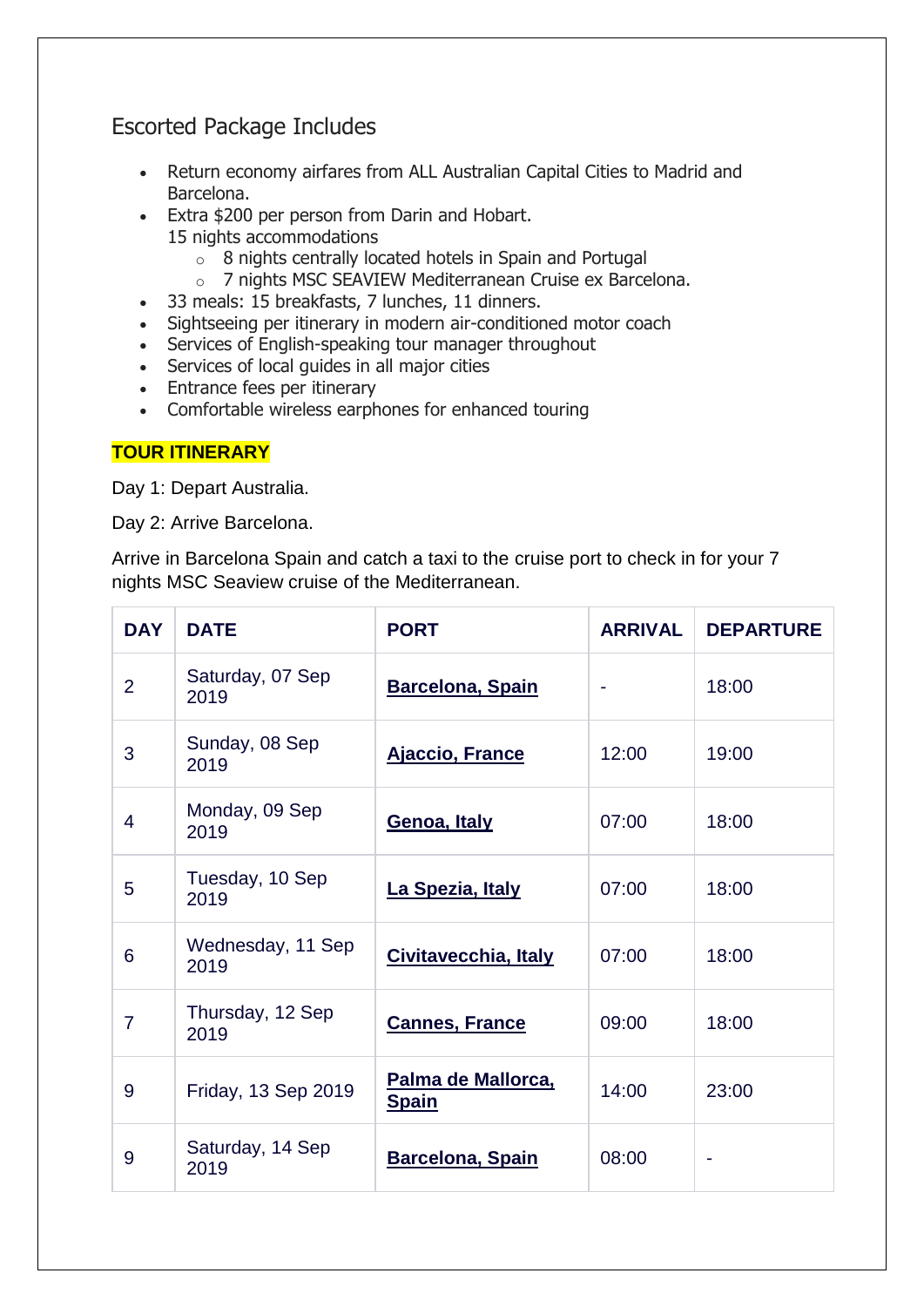## Escorted Package Includes

- Return economy airfares from ALL Australian Capital Cities to Madrid and Barcelona.
- Extra $200 per person from Darin and Hobart.
  15 nights accommodations
  - 8 nights centrally located hotels in Spain and Portugal
  - 7 nights MSC SEAVIEW Mediterranean Cruise ex Barcelona.
- 33 meals: 15 breakfasts, 7 lunches, 11 dinners.
- Sightseeing per itinerary in modern air-conditioned motor coach
- Services of English-speaking tour manager throughout
- Services of local guides in all major cities
- Entrance fees per itinerary
- Comfortable wireless earphones for enhanced touring

**TOUR ITINERARY**

Day 1: Depart Australia.

Day 2: Arrive Barcelona.

Arrive in Barcelona Spain and catch a taxi to the cruise port to check in for your 7 nights MSC Seaview cruise of the Mediterranean.

| DAY | DATE | PORT | ARRIVAL | DEPARTURE |
|---|---|---|---|---|
| 2 | Saturday, 07 Sep 2019 | **Barcelona, Spain** | - | 18:00 |
| 3 | Sunday, 08 Sep 2019 | **Ajaccio, France** | 12:00 | 19:00 |
| 4 | Monday, 09 Sep 2019 | **Genoa, Italy** | 07:00 | 18:00 |
| 5 | Tuesday, 10 Sep 2019 | **La Spezia, Italy** | 07:00 | 18:00 |
| 6 | Wednesday, 11 Sep 2019 | **Civitavecchia, Italy** | 07:00 | 18:00 |
| 7 | Thursday, 12 Sep 2019 | **Cannes, France** | 09:00 | 18:00 |
| 9 | Friday, 13 Sep 2019 | **Palma de Mallorca, Spain** | 14:00 | 23:00 |
| 9 | Saturday, 14 Sep 2019 | **Barcelona, Spain** | 08:00 | - |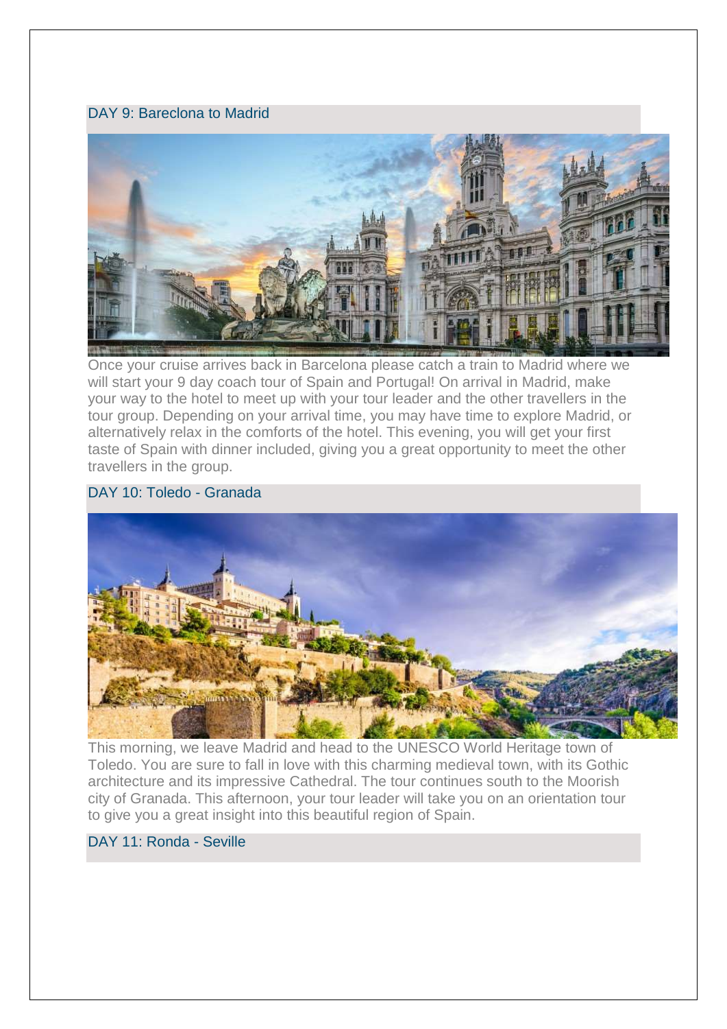## DAY 9: Bareclona to Madrid

Once your cruise arrives back in Barcelona please catch a train to Madrid where we will start your 9 day coach tour of Spain and Portugal! On arrival in Madrid, make your way to the hotel to meet up with your tour leader and the other travellers in the tour group. Depending on your arrival time, you may have time to explore Madrid, or alternatively relax in the comforts of the hotel. This evening, you will get your first taste of Spain with dinner included, giving you a great opportunity to meet the other travellers in the group.

## DAY 10: Toledo - Granada

This morning, we leave Madrid and head to the UNESCO World Heritage town of Toledo. You are sure to fall in love with this charming medieval town, with its Gothic architecture and its impressive Cathedral. The tour continues south to the Moorish city of Granada. This afternoon, your tour leader will take you on an orientation tour to give you a great insight into this beautiful region of Spain.

## DAY 11: Ronda - Seville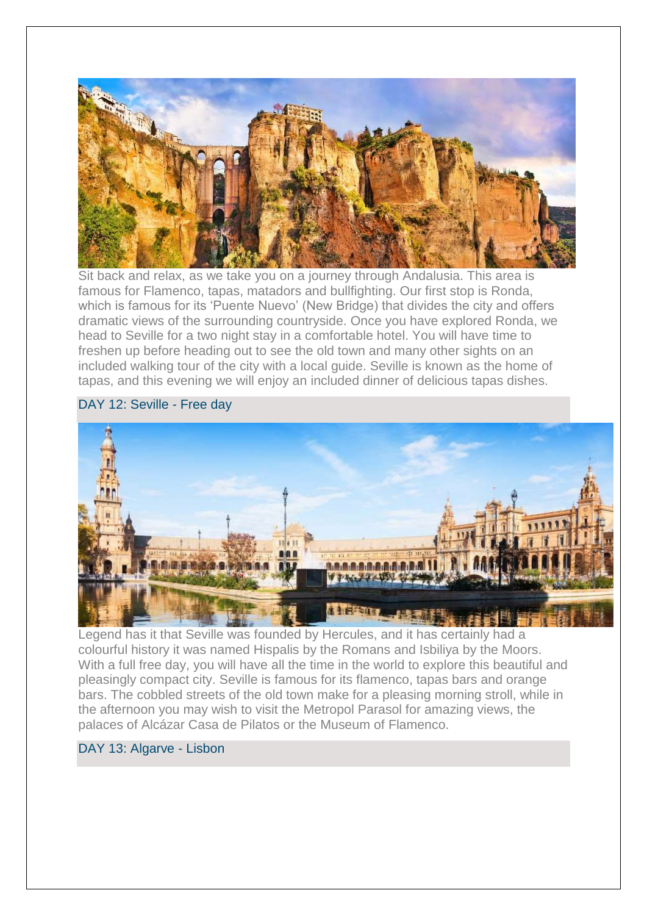Sit back and relax, as we take you on a journey through Andalusia. This area is famous for Flamenco, tapas, matadors and bullfighting. Our first stop is Ronda, which is famous for its 'Puente Nuevo' (New Bridge) that divides the city and offers dramatic views of the surrounding countryside. Once you have explored Ronda, we head to Seville for a two night stay in a comfortable hotel. You will have time to freshen up before heading out to see the old town and many other sights on an included walking tour of the city with a local guide. Seville is known as the home of tapas, and this evening we will enjoy an included dinner of delicious tapas dishes.

## DAY 12: Seville - Free day

Legend has it that Seville was founded by Hercules, and it has certainly had a colourful history it was named Hispalis by the Romans and Isbiliya by the Moors. With a full free day, you will have all the time in the world to explore this beautiful and pleasingly compact city. Seville is famous for its flamenco, tapas bars and orange bars. The cobbled streets of the old town make for a pleasing morning stroll, while in the afternoon you may wish to visit the Metropol Parasol for amazing views, the palaces of Alcázar Casa de Pilatos or the Museum of Flamenco.

## DAY 13: Algarve - Lisbon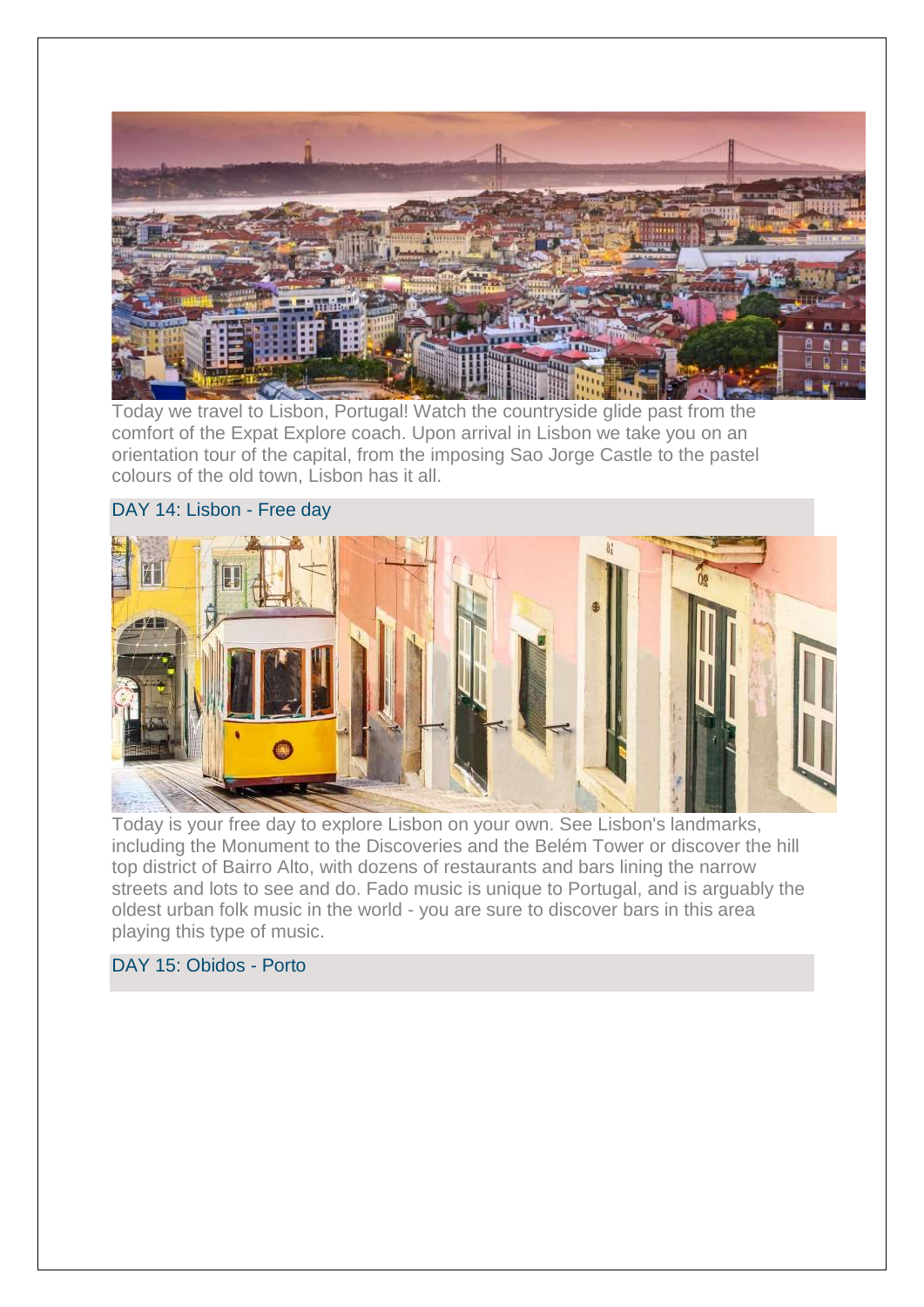Today we travel to Lisbon, Portugal! Watch the countryside glide past from the comfort of the Expat Explore coach. Upon arrival in Lisbon we take you on an orientation tour of the capital, from the imposing Sao Jorge Castle to the pastel colours of the old town, Lisbon has it all.

## DAY 14: Lisbon - Free day

Today is your free day to explore Lisbon on your own. See Lisbon's landmarks, including the Monument to the Discoveries and the Belém Tower or discover the hill top district of Bairro Alto, with dozens of restaurants and bars lining the narrow streets and lots to see and do. Fado music is unique to Portugal, and is arguably the oldest urban folk music in the world - you are sure to discover bars in this area playing this type of music.

## DAY 15: Obidos - Porto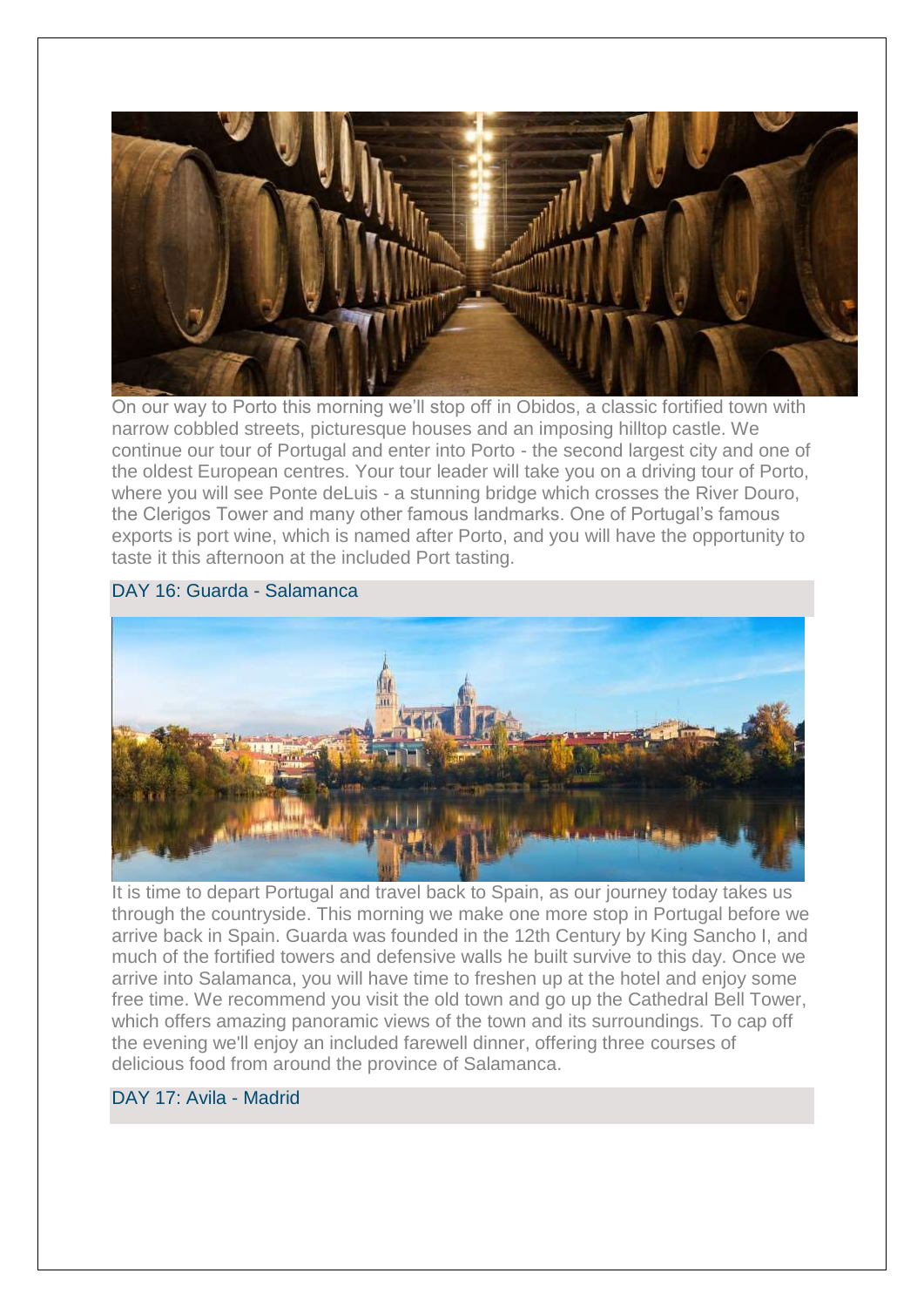On our way to Porto this morning we'll stop off in Obidos, a classic fortified town with narrow cobbled streets, picturesque houses and an imposing hilltop castle. We continue our tour of Portugal and enter into Porto - the second largest city and one of the oldest European centres. Your tour leader will take you on a driving tour of Porto, where you will see Ponte deLuis - a stunning bridge which crosses the River Douro, the Clerigos Tower and many other famous landmarks. One of Portugal's famous exports is port wine, which is named after Porto, and you will have the opportunity to taste it this afternoon at the included Port tasting.

### DAY 16: Guarda - Salamanca

It is time to depart Portugal and travel back to Spain, as our journey today takes us through the countryside. This morning we make one more stop in Portugal before we arrive back in Spain. Guarda was founded in the 12th Century by King Sancho I, and much of the fortified towers and defensive walls he built survive to this day. Once we arrive into Salamanca, you will have time to freshen up at the hotel and enjoy some free time. We recommend you visit the old town and go up the Cathedral Bell Tower, which offers amazing panoramic views of the town and its surroundings. To cap off the evening we'll enjoy an included farewell dinner, offering three courses of delicious food from around the province of Salamanca.

### DAY 17: Avila - Madrid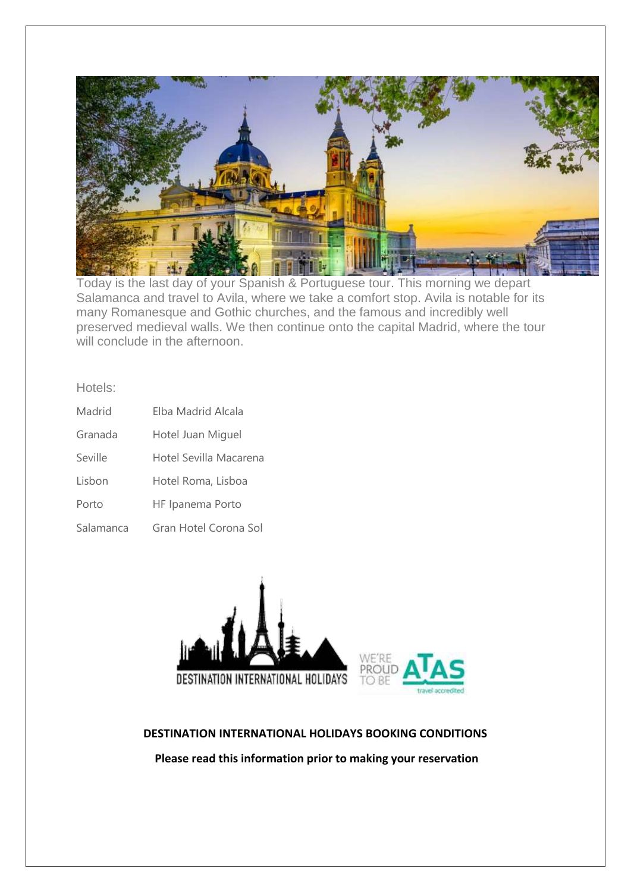Today is the last day of your Spanish & Portuguese tour. This morning we depart Salamanca and travel to Avila, where we take a comfort stop. Avila is notable for its many Romanesque and Gothic churches, and the famous and incredibly well preserved medieval walls. We then continue onto the capital Madrid, where the tour will conclude in the afternoon.

Hotels:

| | |
|---|---|
| Madrid | Elba Madrid Alcala |
| Granada | Hotel Juan Miguel |
| Seville | Hotel Sevilla Macarena |
| Lisbon | Hotel Roma, Lisboa |
| Porto | HF Ipanema Porto |
| Salamanca | Gran Hotel Corona Sol |

DESTINATION INTERNATIONAL HOLIDAYS

WE'RE PROUD TO BE ATAS travel accredited

**DESTINATION INTERNATIONAL HOLIDAYS BOOKING CONDITIONS**

**Please read this information prior to making your reservation**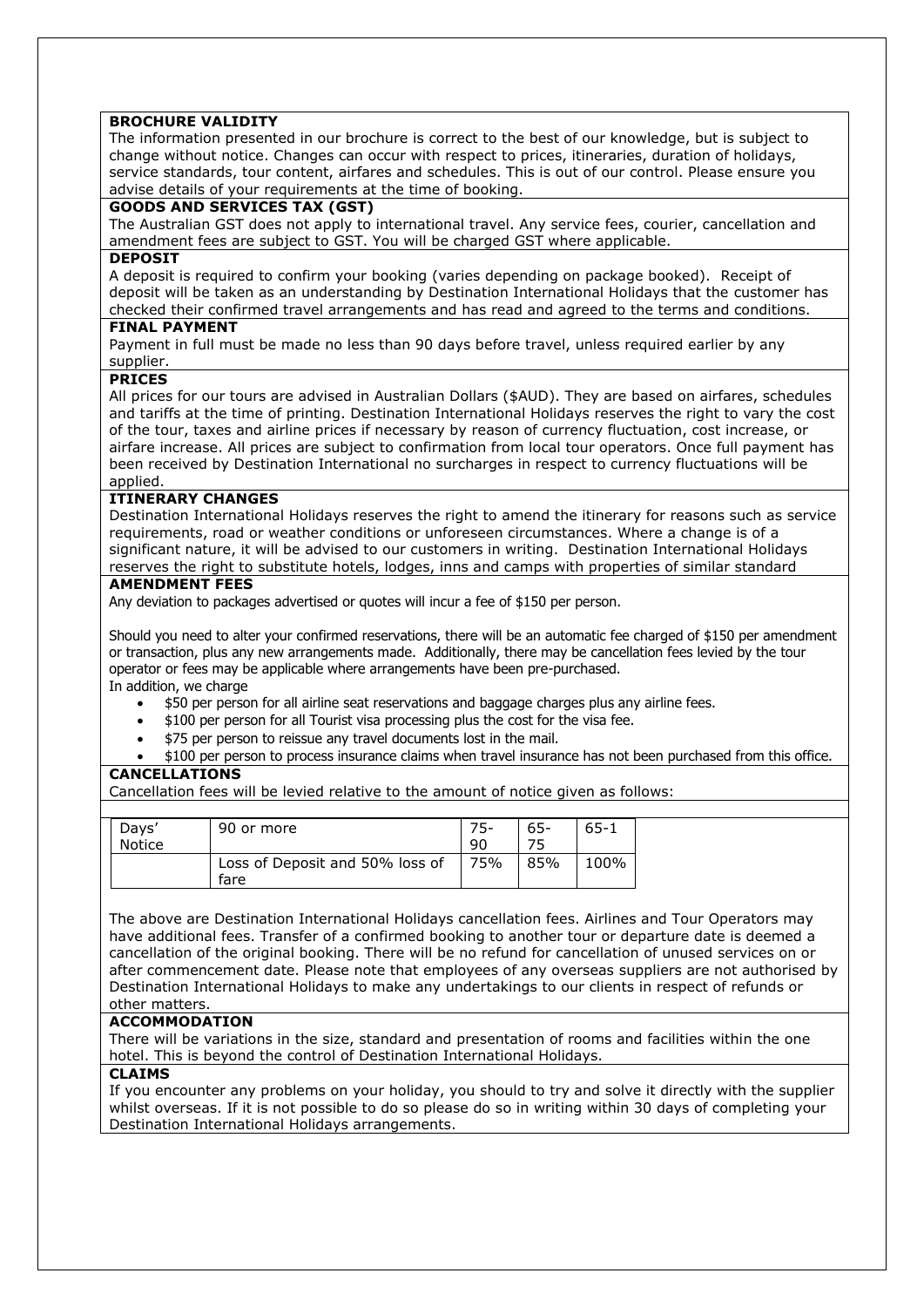**BROCHURE VALIDITY**

The information presented in our brochure is correct to the best of our knowledge, but is subject to change without notice. Changes can occur with respect to prices, itineraries, duration of holidays, service standards, tour content, airfares and schedules. This is out of our control. Please ensure you advise details of your requirements at the time of booking.

**GOODS AND SERVICES TAX (GST)**

The Australian GST does not apply to international travel. Any service fees, courier, cancellation and amendment fees are subject to GST. You will be charged GST where applicable.

**DEPOSIT**

A deposit is required to confirm your booking (varies depending on package booked). Receipt of deposit will be taken as an understanding by Destination International Holidays that the customer has checked their confirmed travel arrangements and has read and agreed to the terms and conditions.

**FINAL PAYMENT**

Payment in full must be made no less than 90 days before travel, unless required earlier by any supplier.

**PRICES**

All prices for our tours are advised in Australian Dollars ($AUD). They are based on airfares, schedules and tariffs at the time of printing. Destination International Holidays reserves the right to vary the cost of the tour, taxes and airline prices if necessary by reason of currency fluctuation, cost increase, or airfare increase. All prices are subject to confirmation from local tour operators. Once full payment has been received by Destination International no surcharges in respect to currency fluctuations will be applied.

**ITINERARY CHANGES**

Destination International Holidays reserves the right to amend the itinerary for reasons such as service requirements, road or weather conditions or unforeseen circumstances. Where a change is of a significant nature, it will be advised to our customers in writing. Destination International Holidays reserves the right to substitute hotels, lodges, inns and camps with properties of similar standard

**AMENDMENT FEES**

Any deviation to packages advertised or quotes will incur a fee of $150 per person.

Should you need to alter your confirmed reservations, there will be an automatic fee charged of $150 per amendment or transaction, plus any new arrangements made. Additionally, there may be cancellation fees levied by the tour operator or fees may be applicable where arrangements have been pre-purchased.

In addition, we charge

- $50 per person for all airline seat reservations and baggage charges plus any airline fees.
- $100 per person for all Tourist visa processing plus the cost for the visa fee.
- $75 per person to reissue any travel documents lost in the mail.
- $100 per person to process insurance claims when travel insurance has not been purchased from this office.

**CANCELLATIONS**

Cancellation fees will be levied relative to the amount of notice given as follows:

| Days' Notice | 90 or more | 75-90 | 65-75 | 65-1 |
|---|---|---|---|---|
| | Loss of Deposit and 50% loss of fare | 75% | 85% | 100% |

The above are Destination International Holidays cancellation fees. Airlines and Tour Operators may have additional fees. Transfer of a confirmed booking to another tour or departure date is deemed a cancellation of the original booking. There will be no refund for cancellation of unused services on or after commencement date. Please note that employees of any overseas suppliers are not authorised by Destination International Holidays to make any undertakings to our clients in respect of refunds or other matters.

**ACCOMMODATION**

There will be variations in the size, standard and presentation of rooms and facilities within the one hotel. This is beyond the control of Destination International Holidays.

**CLAIMS**

If you encounter any problems on your holiday, you should to try and solve it directly with the supplier whilst overseas. If it is not possible to do so please do so in writing within 30 days of completing your Destination International Holidays arrangements.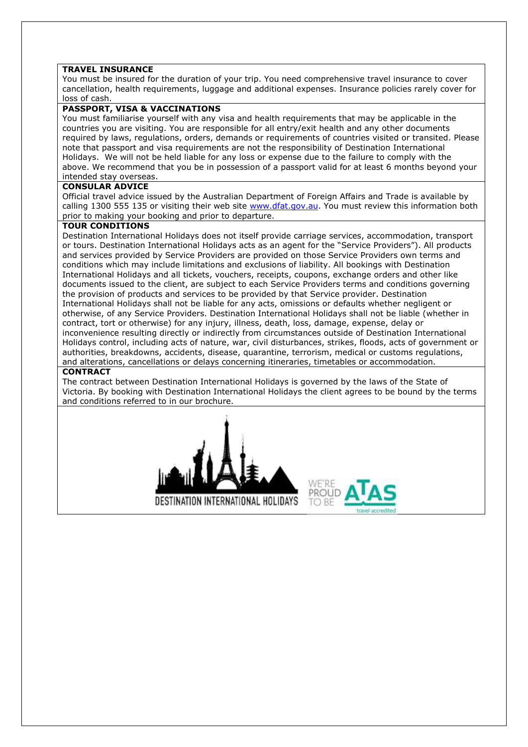**TRAVEL INSURANCE**

You must be insured for the duration of your trip. You need comprehensive travel insurance to cover cancellation, health requirements, luggage and additional expenses. Insurance policies rarely cover for loss of cash.

**PASSPORT, VISA & VACCINATIONS**

You must familiarise yourself with any visa and health requirements that may be applicable in the countries you are visiting. You are responsible for all entry/exit health and any other documents required by laws, regulations, orders, demands or requirements of countries visited or transited. Please note that passport and visa requirements are not the responsibility of Destination International Holidays. We will not be held liable for any loss or expense due to the failure to comply with the above. We recommend that you be in possession of a passport valid for at least 6 months beyond your intended stay overseas.

**CONSULAR ADVICE**

Official travel advice issued by the Australian Department of Foreign Affairs and Trade is available by calling 1300 555 135 or visiting their web site www.dfat.gov.au. You must review this information both prior to making your booking and prior to departure.

**TOUR CONDITIONS**

Destination International Holidays does not itself provide carriage services, accommodation, transport or tours. Destination International Holidays acts as an agent for the "Service Providers"). All products and services provided by Service Providers are provided on those Service Providers own terms and conditions which may include limitations and exclusions of liability. All bookings with Destination International Holidays and all tickets, vouchers, receipts, coupons, exchange orders and other like documents issued to the client, are subject to each Service Providers terms and conditions governing the provision of products and services to be provided by that Service provider. Destination International Holidays shall not be liable for any acts, omissions or defaults whether negligent or otherwise, of any Service Providers. Destination International Holidays shall not be liable (whether in contract, tort or otherwise) for any injury, illness, death, loss, damage, expense, delay or inconvenience resulting directly or indirectly from circumstances outside of Destination International Holidays control, including acts of nature, war, civil disturbances, strikes, floods, acts of government or authorities, breakdowns, accidents, disease, quarantine, terrorism, medical or customs regulations, and alterations, cancellations or delays concerning itineraries, timetables or accommodation.

**CONTRACT**

The contract between Destination International Holidays is governed by the laws of the State of Victoria. By booking with Destination International Holidays the client agrees to be bound by the terms and conditions referred to in our brochure.

DESTINATION INTERNATIONAL HOLIDAYS

WE'RE PROUD TO BE ATAS travel accredited